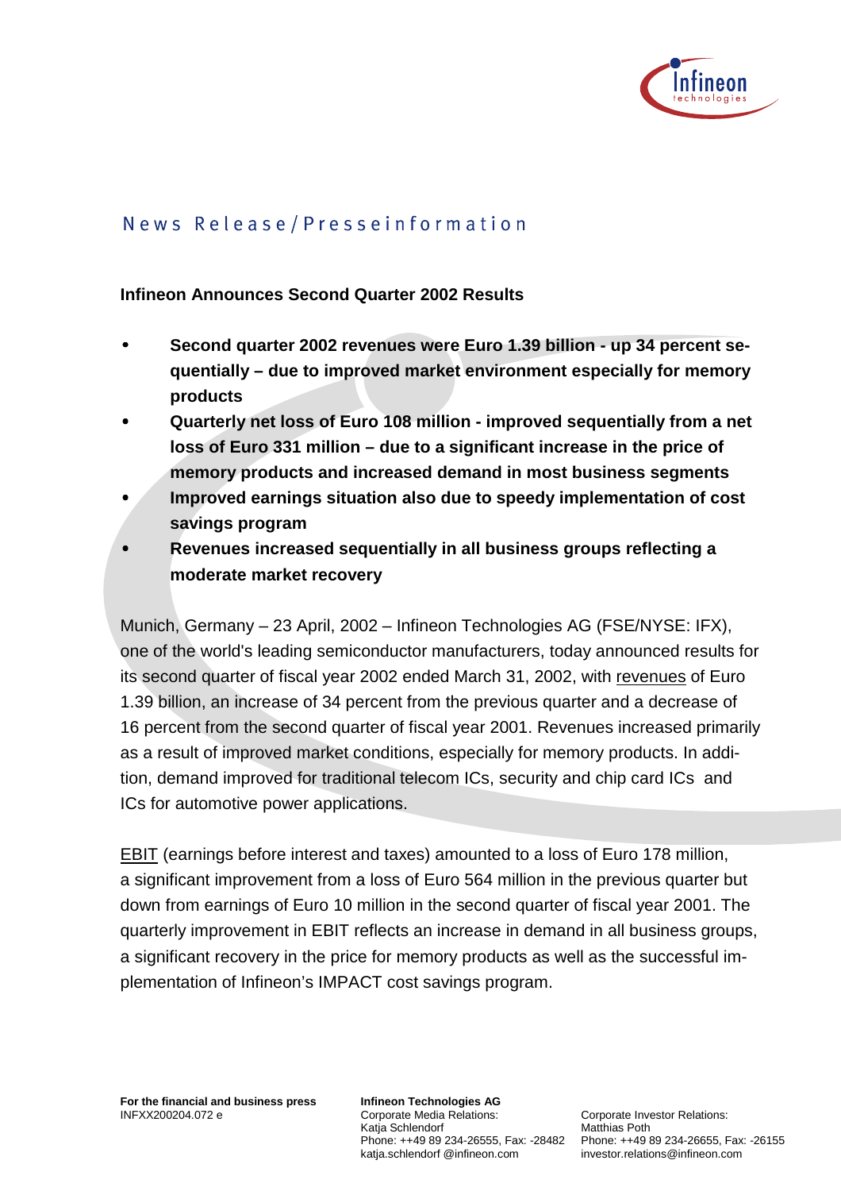News Release/Presseinformation

**Infineon Announces Second Quarter 2002 Results**

- **Second quarter 2002 revenues were Euro 1.39 billion - up 34 percent sequentially – due to improved market environment especially for memory products**
- **Quarterly net loss of Euro 108 million - improved sequentially from a net loss of Euro 331 million – due to a significant increase in the price of memory products and increased demand in most business segments**
- **Improved earnings situation also due to speedy implementation of cost savings program**
- **Revenues increased sequentially in all business groups reflecting a moderate market recovery**

Munich, Germany – 23 April, 2002 – Infineon Technologies AG (FSE/NYSE: IFX), one of the world's leading semiconductor manufacturers, today announced results for its second quarter of fiscal year 2002 ended March 31, 2002, with revenues of Euro 1.39 billion, an increase of 34 percent from the previous quarter and a decrease of 16 percent from the second quarter of fiscal year 2001. Revenues increased primarily as a result of improved market conditions, especially for memory products. In addition, demand improved for traditional telecom ICs, security and chip card ICs and ICs for automotive power applications.

EBIT (earnings before interest and taxes) amounted to a loss of Euro 178 million, a significant improvement from a loss of Euro 564 million in the previous quarter but down from earnings of Euro 10 million in the second quarter of fiscal year 2001. The quarterly improvement in EBIT reflects an increase in demand in all business groups, a significant recovery in the price for memory products as well as the successful implementation of Infineon's IMPACT cost savings program.

**For the financial and business press**
INFXX200204.072 e

**Infineon Technologies AG**
Corporate Media Relations:
Katja Schlendorf
Phone: ++49 89 234-26555, Fax: -28482
katja.schlendorf @infineon.com

Corporate Investor Relations:
Matthias Poth
Phone: ++49 89 234-26655, Fax: -26155
investor.relations@infineon.com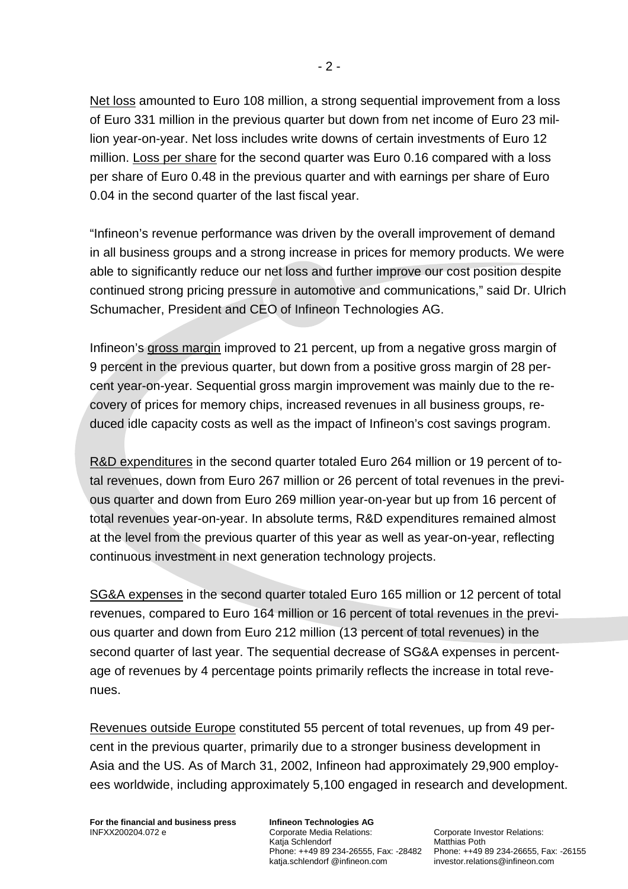Net loss amounted to Euro 108 million, a strong sequential improvement from a loss of Euro 331 million in the previous quarter but down from net income of Euro 23 million year-on-year. Net loss includes write downs of certain investments of Euro 12 million. Loss per share for the second quarter was Euro 0.16 compared with a loss per share of Euro 0.48 in the previous quarter and with earnings per share of Euro 0.04 in the second quarter of the last fiscal year.

"Infineon's revenue performance was driven by the overall improvement of demand in all business groups and a strong increase in prices for memory products. We were able to significantly reduce our net loss and further improve our cost position despite continued strong pricing pressure in automotive and communications," said Dr. Ulrich Schumacher, President and CEO of Infineon Technologies AG.

Infineon's gross margin improved to 21 percent, up from a negative gross margin of 9 percent in the previous quarter, but down from a positive gross margin of 28 percent year-on-year. Sequential gross margin improvement was mainly due to the recovery of prices for memory chips, increased revenues in all business groups, reduced idle capacity costs as well as the impact of Infineon's cost savings program.

R&D expenditures in the second quarter totaled Euro 264 million or 19 percent of total revenues, down from Euro 267 million or 26 percent of total revenues in the previous quarter and down from Euro 269 million year-on-year but up from 16 percent of total revenues year-on-year. In absolute terms, R&D expenditures remained almost at the level from the previous quarter of this year as well as year-on-year, reflecting continuous investment in next generation technology projects.

SG&A expenses in the second quarter totaled Euro 165 million or 12 percent of total revenues, compared to Euro 164 million or 16 percent of total revenues in the previous quarter and down from Euro 212 million (13 percent of total revenues) in the second quarter of last year. The sequential decrease of SG&A expenses in percentage of revenues by 4 percentage points primarily reflects the increase in total revenues.

Revenues outside Europe constituted 55 percent of total revenues, up from 49 percent in the previous quarter, primarily due to a stronger business development in Asia and the US. As of March 31, 2002, Infineon had approximately 29,900 employees worldwide, including approximately 5,100 engaged in research and development.

**For the financial and business press**
INFXX200204.072 e

**Infineon Technologies AG**
Corporate Media Relations:
Katja Schlendorf
Phone: ++49 89 234-26555, Fax: -28482
katja.schlendorf @infineon.com

Corporate Investor Relations:
Matthias Poth
Phone: ++49 89 234-26655, Fax: -26155
investor.relations@infineon.com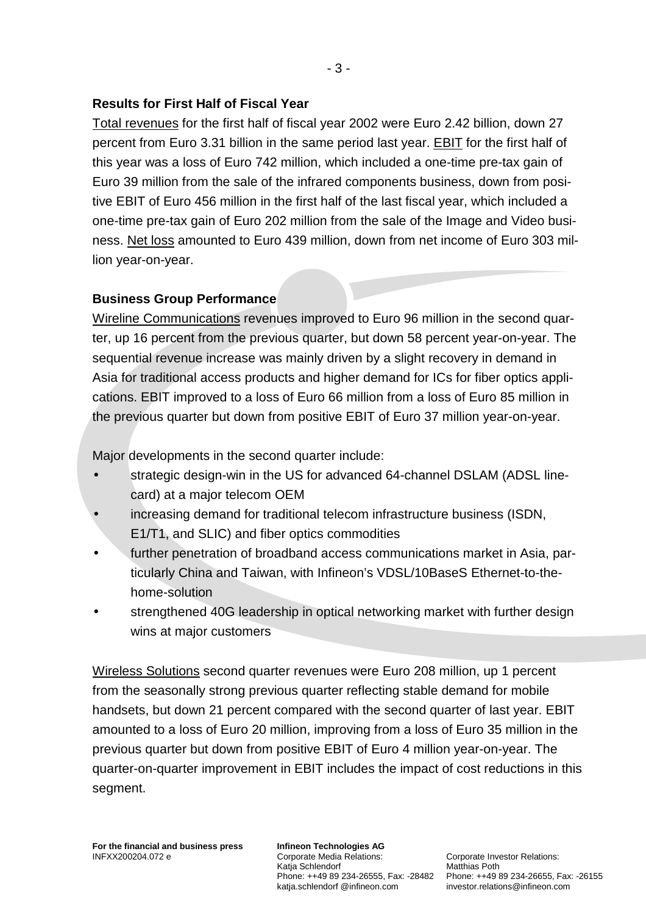**Results for First Half of Fiscal Year**

Total revenues for the first half of fiscal year 2002 were Euro 2.42 billion, down 27 percent from Euro 3.31 billion in the same period last year. EBIT for the first half of this year was a loss of Euro 742 million, which included a one-time pre-tax gain of Euro 39 million from the sale of the infrared components business, down from positive EBIT of Euro 456 million in the first half of the last fiscal year, which included a one-time pre-tax gain of Euro 202 million from the sale of the Image and Video business. Net loss amounted to Euro 439 million, down from net income of Euro 303 million year-on-year.

**Business Group Performance**

Wireline Communications revenues improved to Euro 96 million in the second quarter, up 16 percent from the previous quarter, but down 58 percent year-on-year. The sequential revenue increase was mainly driven by a slight recovery in demand in Asia for traditional access products and higher demand for ICs for fiber optics applications. EBIT improved to a loss of Euro 66 million from a loss of Euro 85 million in the previous quarter but down from positive EBIT of Euro 37 million year-on-year.

Major developments in the second quarter include:

- strategic design-win in the US for advanced 64-channel DSLAM (ADSL line-card) at a major telecom OEM
- increasing demand for traditional telecom infrastructure business (ISDN, E1/T1, and SLIC) and fiber optics commodities
- further penetration of broadband access communications market in Asia, particularly China and Taiwan, with Infineon's VDSL/10BaseS Ethernet-to-the-home-solution
- strengthened 40G leadership in optical networking market with further design wins at major customers

Wireless Solutions second quarter revenues were Euro 208 million, up 1 percent from the seasonally strong previous quarter reflecting stable demand for mobile handsets, but down 21 percent compared with the second quarter of last year. EBIT amounted to a loss of Euro 20 million, improving from a loss of Euro 35 million in the previous quarter but down from positive EBIT of Euro 4 million year-on-year. The quarter-on-quarter improvement in EBIT includes the impact of cost reductions in this segment.

**For the financial and business press**
INFXX200204.072 e

**Infineon Technologies AG**
Corporate Media Relations:
Katja Schlendorf
Phone: ++49 89 234-26555, Fax: -28482
katja.schlendorf @infineon.com

Corporate Investor Relations:
Matthias Poth
Phone: ++49 89 234-26655, Fax: -26155
investor.relations@infineon.com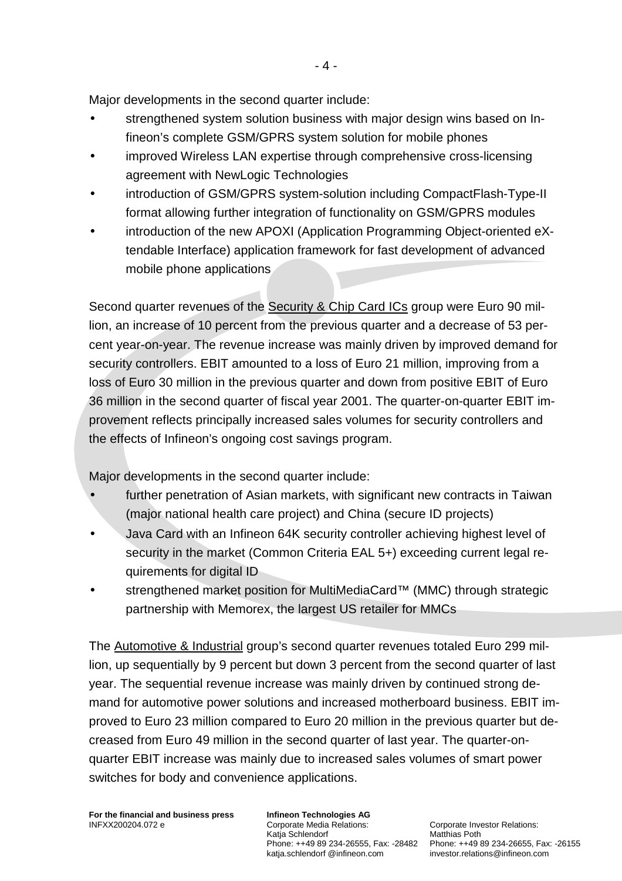Major developments in the second quarter include:

- strengthened system solution business with major design wins based on Infineon's complete GSM/GPRS system solution for mobile phones
- improved Wireless LAN expertise through comprehensive cross-licensing agreement with NewLogic Technologies
- introduction of GSM/GPRS system-solution including CompactFlash-Type-II format allowing further integration of functionality on GSM/GPRS modules
- introduction of the new APOXI (Application Programming Object-oriented eXtendable Interface) application framework for fast development of advanced mobile phone applications

Second quarter revenues of the Security & Chip Card ICs group were Euro 90 million, an increase of 10 percent from the previous quarter and a decrease of 53 percent year-on-year. The revenue increase was mainly driven by improved demand for security controllers. EBIT amounted to a loss of Euro 21 million, improving from a loss of Euro 30 million in the previous quarter and down from positive EBIT of Euro 36 million in the second quarter of fiscal year 2001. The quarter-on-quarter EBIT improvement reflects principally increased sales volumes for security controllers and the effects of Infineon's ongoing cost savings program.

Major developments in the second quarter include:

- further penetration of Asian markets, with significant new contracts in Taiwan (major national health care project) and China (secure ID projects)
- Java Card with an Infineon 64K security controller achieving highest level of security in the market (Common Criteria EAL 5+) exceeding current legal requirements for digital ID
- strengthened market position for MultiMediaCard™ (MMC) through strategic partnership with Memorex, the largest US retailer for MMCs

The Automotive & Industrial group's second quarter revenues totaled Euro 299 million, up sequentially by 9 percent but down 3 percent from the second quarter of last year. The sequential revenue increase was mainly driven by continued strong demand for automotive power solutions and increased motherboard business. EBIT improved to Euro 23 million compared to Euro 20 million in the previous quarter but decreased from Euro 49 million in the second quarter of last year. The quarter-on-quarter EBIT increase was mainly due to increased sales volumes of smart power switches for body and convenience applications.

**For the financial and business press**
INFXX200204.072 e

**Infineon Technologies AG**
Corporate Media Relations:
Katja Schlendorf
Phone: ++49 89 234-26555, Fax: -28482
katja.schlendorf @infineon.com

Corporate Investor Relations:
Matthias Poth
Phone: ++49 89 234-26655, Fax: -26155
investor.relations@infineon.com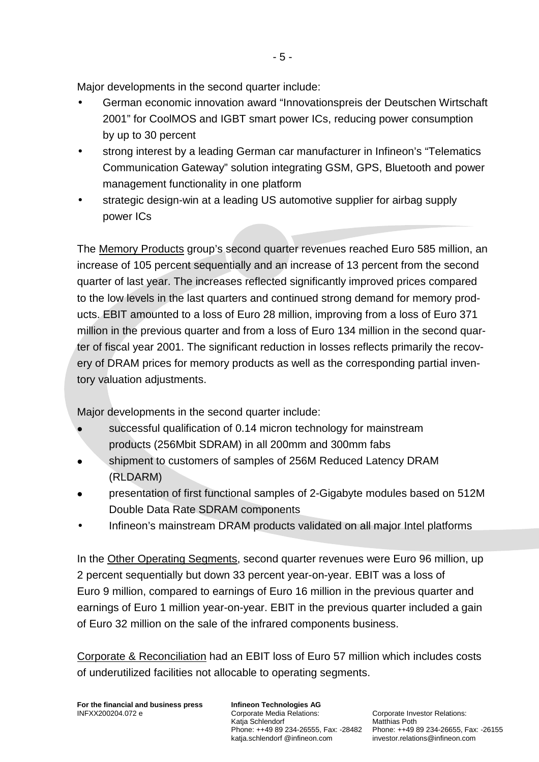Major developments in the second quarter include:

- German economic innovation award “Innovationspreis der Deutschen Wirtschaft 2001” for CoolMOS and IGBT smart power ICs, reducing power consumption by up to 30 percent
- strong interest by a leading German car manufacturer in Infineon’s “Telematics Communication Gateway” solution integrating GSM, GPS, Bluetooth and power management functionality in one platform
- strategic design-win at a leading US automotive supplier for airbag supply power ICs

The Memory Products group’s second quarter revenues reached Euro 585 million, an increase of 105 percent sequentially and an increase of 13 percent from the second quarter of last year. The increases reflected significantly improved prices compared to the low levels in the last quarters and continued strong demand for memory products. EBIT amounted to a loss of Euro 28 million, improving from a loss of Euro 371 million in the previous quarter and from a loss of Euro 134 million in the second quarter of fiscal year 2001. The significant reduction in losses reflects primarily the recovery of DRAM prices for memory products as well as the corresponding partial inventory valuation adjustments.

Major developments in the second quarter include:

- successful qualification of 0.14 micron technology for mainstream products (256Mbit SDRAM) in all 200mm and 300mm fabs
- shipment to customers of samples of 256M Reduced Latency DRAM (RLDARM)
- presentation of first functional samples of 2-Gigabyte modules based on 512M Double Data Rate SDRAM components
- Infineon’s mainstream DRAM products validated on all major Intel platforms

In the Other Operating Segments, second quarter revenues were Euro 96 million, up 2 percent sequentially but down 33 percent year-on-year. EBIT was a loss of Euro 9 million, compared to earnings of Euro 16 million in the previous quarter and earnings of Euro 1 million year-on-year. EBIT in the previous quarter included a gain of Euro 32 million on the sale of the infrared components business.

Corporate & Reconciliation had an EBIT loss of Euro 57 million which includes costs of underutilized facilities not allocable to operating segments.

**For the financial and business press**
INFXX200204.072 e

**Infineon Technologies AG**
Corporate Media Relations:
Katja Schlendorf
Phone: ++49 89 234-26555, Fax: -28482
katja.schlendorf @infineon.com

Corporate Investor Relations:
Matthias Poth
Phone: ++49 89 234-26655, Fax: -26155
investor.relations@infineon.com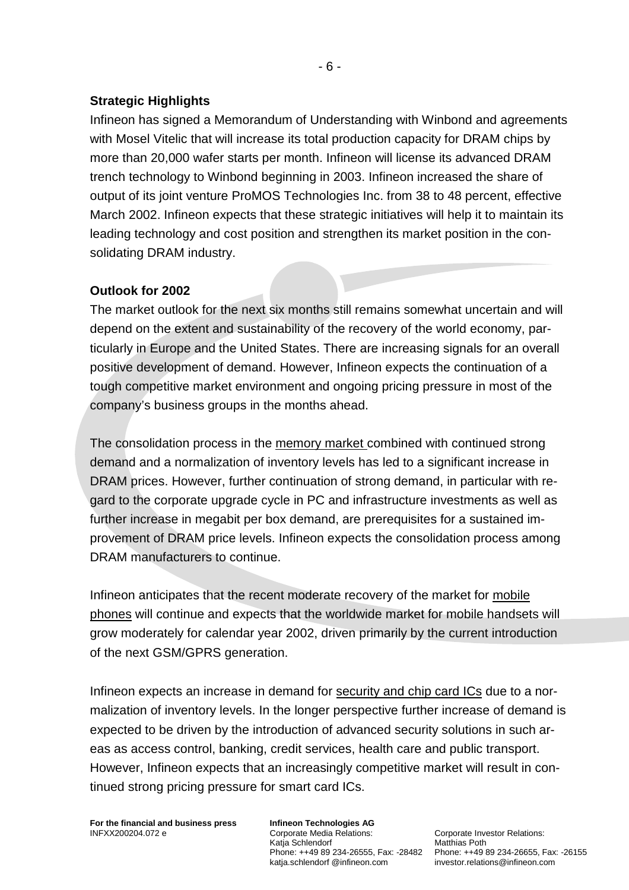## Strategic Highlights

Infineon has signed a Memorandum of Understanding with Winbond and agreements with Mosel Vitelic that will increase its total production capacity for DRAM chips by more than 20,000 wafer starts per month. Infineon will license its advanced DRAM trench technology to Winbond beginning in 2003. Infineon increased the share of output of its joint venture ProMOS Technologies Inc. from 38 to 48 percent, effective March 2002. Infineon expects that these strategic initiatives will help it to maintain its leading technology and cost position and strengthen its market position in the consolidating DRAM industry.

## Outlook for 2002

The market outlook for the next six months still remains somewhat uncertain and will depend on the extent and sustainability of the recovery of the world economy, particularly in Europe and the United States. There are increasing signals for an overall positive development of demand. However, Infineon expects the continuation of a tough competitive market environment and ongoing pricing pressure in most of the company's business groups in the months ahead.

The consolidation process in the memory market combined with continued strong demand and a normalization of inventory levels has led to a significant increase in DRAM prices. However, further continuation of strong demand, in particular with regard to the corporate upgrade cycle in PC and infrastructure investments as well as further increase in megabit per box demand, are prerequisites for a sustained improvement of DRAM price levels. Infineon expects the consolidation process among DRAM manufacturers to continue.

Infineon anticipates that the recent moderate recovery of the market for mobile phones will continue and expects that the worldwide market for mobile handsets will grow moderately for calendar year 2002, driven primarily by the current introduction of the next GSM/GPRS generation.

Infineon expects an increase in demand for security and chip card ICs due to a normalization of inventory levels. In the longer perspective further increase of demand is expected to be driven by the introduction of advanced security solutions in such areas as access control, banking, credit services, health care and public transport. However, Infineon expects that an increasingly competitive market will result in continued strong pricing pressure for smart card ICs.

**For the financial and business press**
INFXX200204.072 e

**Infineon Technologies AG**
Corporate Media Relations:
Katja Schlendorf
Phone: ++49 89 234-26555, Fax: -28482
katja.schlendorf @infineon.com

Corporate Investor Relations:
Matthias Poth
Phone: ++49 89 234-26655, Fax: -26155
investor.relations@infineon.com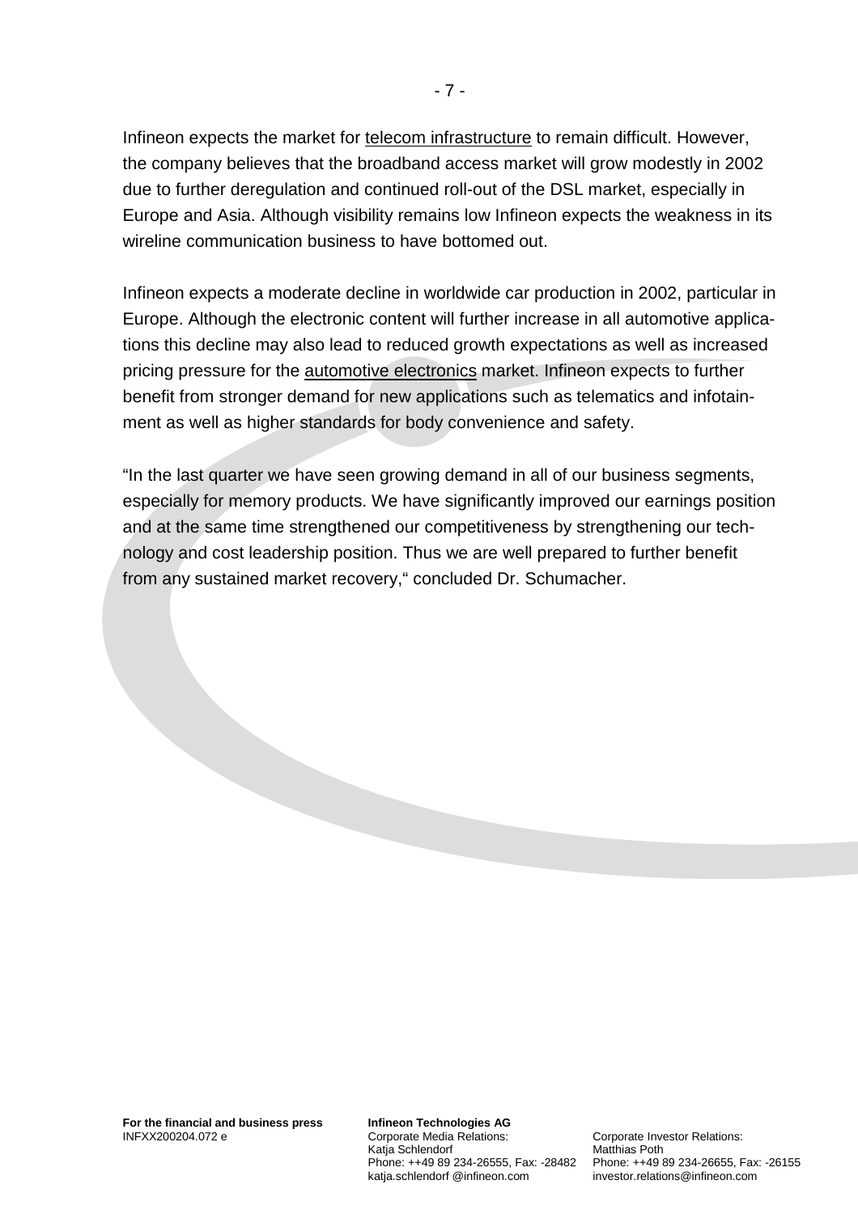Infineon expects the market for telecom infrastructure to remain difficult. However, the company believes that the broadband access market will grow modestly in 2002 due to further deregulation and continued roll-out of the DSL market, especially in Europe and Asia. Although visibility remains low Infineon expects the weakness in its wireline communication business to have bottomed out.

Infineon expects a moderate decline in worldwide car production in 2002, particular in Europe. Although the electronic content will further increase in all automotive applications this decline may also lead to reduced growth expectations as well as increased pricing pressure for the automotive electronics market. Infineon expects to further benefit from stronger demand for new applications such as telematics and infotainment as well as higher standards for body convenience and safety.

"In the last quarter we have seen growing demand in all of our business segments, especially for memory products. We have significantly improved our earnings position and at the same time strengthened our competitiveness by strengthening our technology and cost leadership position. Thus we are well prepared to further benefit from any sustained market recovery," concluded Dr. Schumacher.

**For the financial and business press**
INFXX200204.072 e

**Infineon Technologies AG**
Corporate Media Relations:
Katja Schlendorf
Phone: ++49 89 234-26555, Fax: -28482
katja.schlendorf @infineon.com

Corporate Investor Relations:
Matthias Poth
Phone: ++49 89 234-26655, Fax: -26155
investor.relations@infineon.com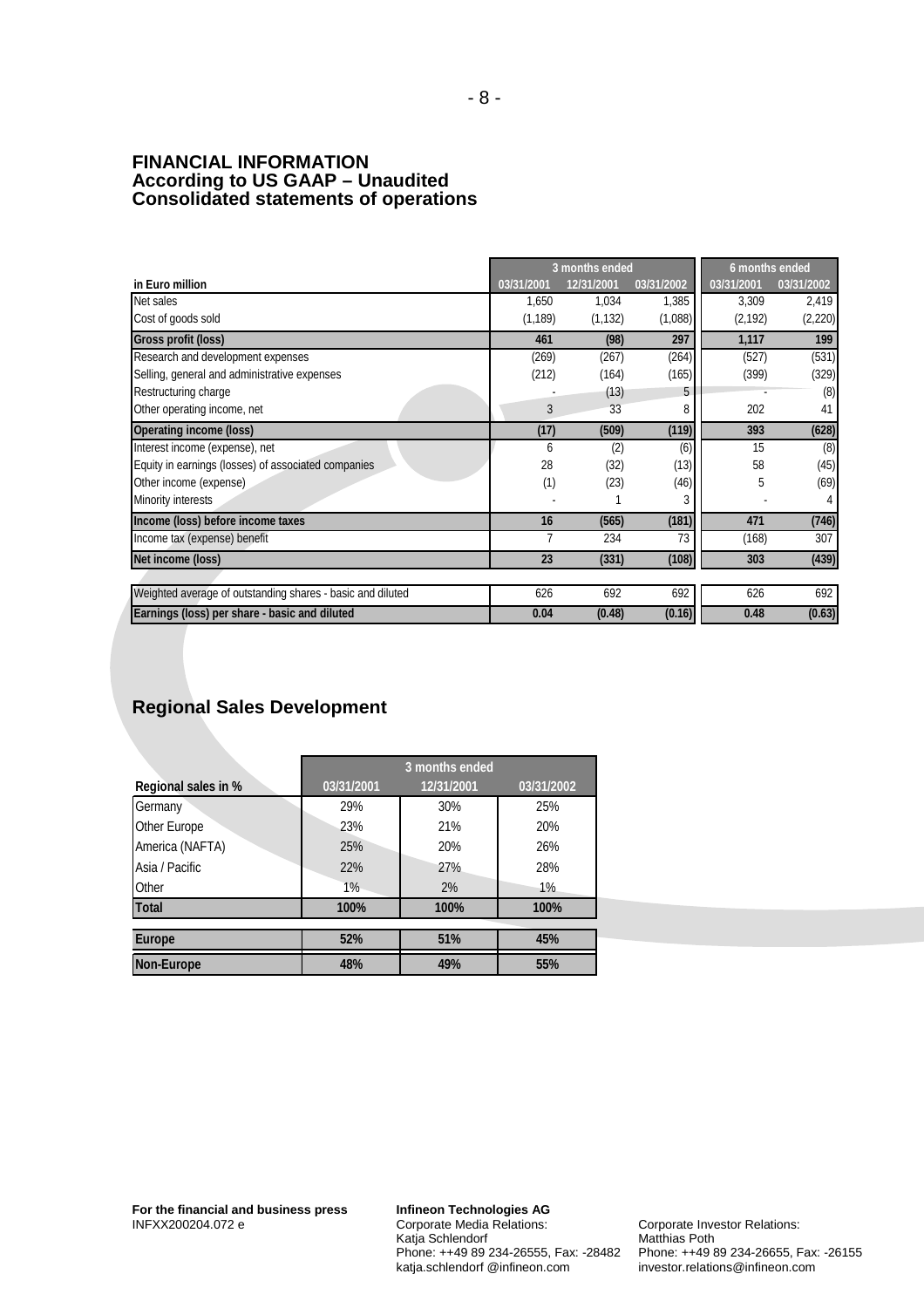# FINANCIAL INFORMATION
## According to US GAAP – Unaudited
## Consolidated statements of operations

| in Euro million | 3 months ended | | | 6 months ended | |
|---|---|---|---|---|---|
| | 03/31/2001 | 12/31/2001 | 03/31/2002 | 03/31/2001 | 03/31/2002 |
| Net sales | 1,650 | 1,034 | 1,385 | 3,309 | 2,419 |
| Cost of goods sold | (1,189) | (1,132) | (1,088) | (2,192) | (2,220) |
| **Gross profit (loss)** | **461** | **(98)** | **297** | **1,117** | **199** |
| Research and development expenses | (269) | (267) | (264) | (527) | (531) |
| Selling, general and administrative expenses | (212) | (164) | (165) | (399) | (329) |
| Restructuring charge | - | (13) | 5 | - | (8) |
| Other operating income, net | 3 | 33 | 8 | 202 | 41 |
| **Operating income (loss)** | **(17)** | **(509)** | **(119)** | **393** | **(628)** |
| Interest income (expense), net | 6 | (2) | (6) | 15 | (8) |
| Equity in earnings (losses) of associated companies | 28 | (32) | (13) | 58 | (45) |
| Other income (expense) | (1) | (23) | (46) | 5 | (69) |
| Minority interests | - | 1 | 3 | - | 4 |
| **Income (loss) before income taxes** | **16** | **(565)** | **(181)** | **471** | **(746)** |
| Income tax (expense) benefit | 7 | 234 | 73 | (168) | 307 |
| **Net income (loss)** | **23** | **(331)** | **(108)** | **303** | **(439)** |
| Weighted average of outstanding shares - basic and diluted | 626 | 692 | 692 | 626 | 692 |
| **Earnings (loss) per share - basic and diluted** | **0.04** | **(0.48)** | **(0.16)** | **0.48** | **(0.63)** |

## Regional Sales Development

| Regional sales in % | 3 months ended | | |
|---|---|---|---|
| | 03/31/2001 | 12/31/2001 | 03/31/2002 |
| Germany | 29% | 30% | 25% |
| Other Europe | 23% | 21% | 20% |
| America (NAFTA) | 25% | 20% | 26% |
| Asia / Pacific | 22% | 27% | 28% |
| Other | 1% | 2% | 1% |
| **Total** | **100%** | **100%** | **100%** |
| **Europe** | **52%** | **51%** | **45%** |
| **Non-Europe** | **48%** | **49%** | **55%** |

**For the financial and business press**
INFXX200204.072 e

**Infineon Technologies AG**
Corporate Media Relations:
Katja Schlendorf
Phone: ++49 89 234-26555, Fax: -28482
katja.schlendorf @infineon.com

Corporate Investor Relations:
Matthias Poth
Phone: ++49 89 234-26655, Fax: -26155
investor.relations@infineon.com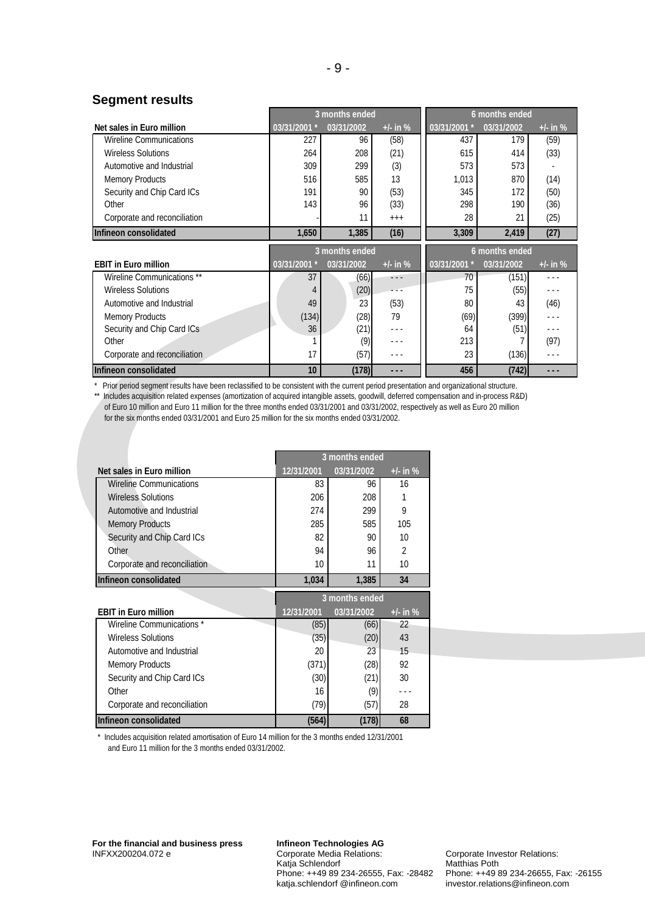## Segment results

| Net sales in Euro million | 3 months ended | | | 6 months ended | | |
|---|---|---|---|---|---|---|
| | 03/31/2001 * | 03/31/2002 | +/- in % | 03/31/2001 * | 03/31/2002 | +/- in % |
| Wireline Communications | 227 | 96 | (58) | 437 | 179 | (59) |
| Wireless Solutions | 264 | 208 | (21) | 615 | 414 | (33) |
| Automotive and Industrial | 309 | 299 | (3) | 573 | 573 | - |
| Memory Products | 516 | 585 | 13 | 1,013 | 870 | (14) |
| Security and Chip Card ICs | 191 | 90 | (53) | 345 | 172 | (50) |
| Other | 143 | 96 | (33) | 298 | 190 | (36) |
| Corporate and reconciliation | - | 11 | +++ | 28 | 21 | (25) |
| **Infineon consolidated** | **1,650** | **1,385** | **(16)** | **3,309** | **2,419** | **(27)** |

| EBIT in Euro million | 3 months ended | | | 6 months ended | | |
|---|---|---|---|---|---|---|
| | 03/31/2001 * | 03/31/2002 | +/- in % | 03/31/2001 * | 03/31/2002 | +/- in % |
| Wireline Communications ** | 37 | (66) | - - - | 70 | (151) | - - - |
| Wireless Solutions | 4 | (20) | - - - | 75 | (55) | - - - |
| Automotive and Industrial | 49 | 23 | (53) | 80 | 43 | (46) |
| Memory Products | (134) | (28) | 79 | (69) | (399) | - - - |
| Security and Chip Card ICs | 36 | (21) | - - - | 64 | (51) | - - - |
| Other | 1 | (9) | - - - | 213 | 7 | (97) |
| Corporate and reconciliation | 17 | (57) | - - - | 23 | (136) | - - - |
| **Infineon consolidated** | **10** | **(178)** | **- - -** | **456** | **(742)** | **- - -** |

\* Prior period segment results have been reclassified to be consistent with the current period presentation and organizational structure.

** Includes acquisition related expenses (amortization of acquired intangible assets, goodwill, deferred compensation and in-process R&D) of Euro 10 million and Euro 11 million for the three months ended 03/31/2001 and 03/31/2002, respectively as well as Euro 20 million for the six months ended 03/31/2001 and Euro 25 million for the six months ended 03/31/2002.

| Net sales in Euro million | 3 months ended | | |
|---|---|---|---|
| | 12/31/2001 | 03/31/2002 | +/- in % |
| Wireline Communications | 83 | 96 | 16 |
| Wireless Solutions | 206 | 208 | 1 |
| Automotive and Industrial | 274 | 299 | 9 |
| Memory Products | 285 | 585 | 105 |
| Security and Chip Card ICs | 82 | 90 | 10 |
| Other | 94 | 96 | 2 |
| Corporate and reconciliation | 10 | 11 | 10 |
| **Infineon consolidated** | **1,034** | **1,385** | **34** |

| EBIT in Euro million | 3 months ended | | |
|---|---|---|---|
| | 12/31/2001 | 03/31/2002 | +/- in % |
| Wireline Communications * | (85) | (66) | 22 |
| Wireless Solutions | (35) | (20) | 43 |
| Automotive and Industrial | 20 | 23 | 15 |
| Memory Products | (371) | (28) | 92 |
| Security and Chip Card ICs | (30) | (21) | 30 |
| Other | 16 | (9) | - - - |
| Corporate and reconciliation | (79) | (57) | 28 |
| **Infineon consolidated** | **(564)** | **(178)** | **68** |

\* Includes acquisition related amortisation of Euro 14 million for the 3 months ended 12/31/2001 and Euro 11 million for the 3 months ended 03/31/2002.

**For the financial and business press**
INFXX200204.072 e

**Infineon Technologies AG**
Corporate Media Relations:
Katja Schlendorf
Phone: ++49 89 234-26555, Fax: -28482
katja.schlendorf @infineon.com

Corporate Investor Relations:
Matthias Poth
Phone: ++49 89 234-26655, Fax: -26155
investor.relations@infineon.com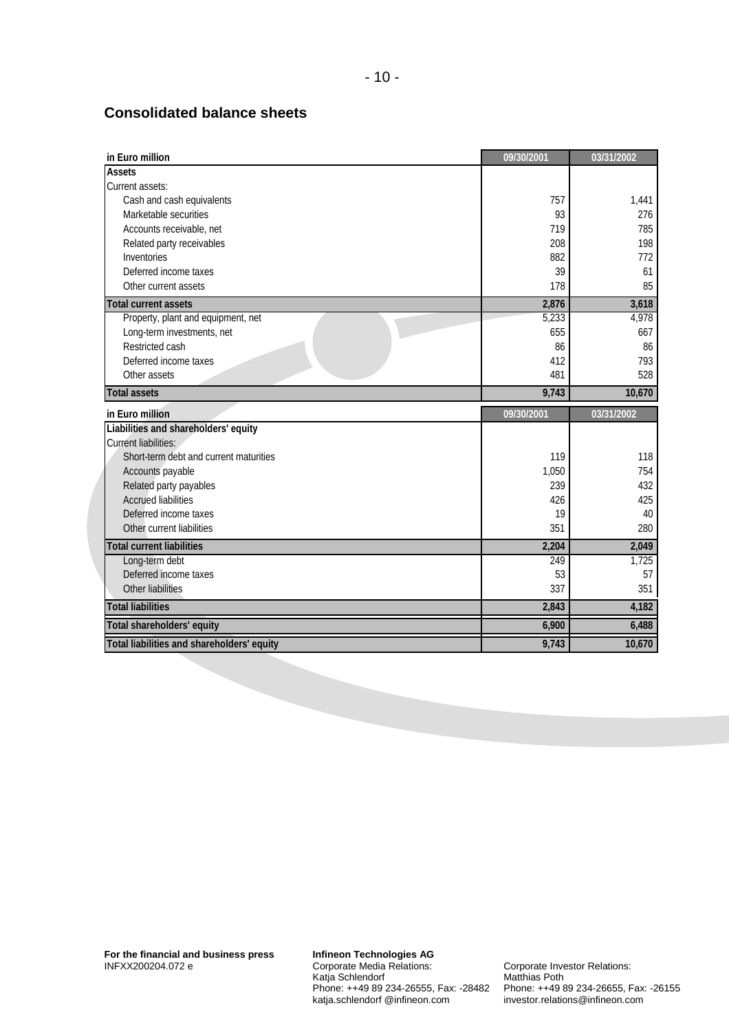## Consolidated balance sheets

| in Euro million | 09/30/2001 | 03/31/2002 |
|---|---|---|
| **Assets** | | |
| Current assets: | | |
| Cash and cash equivalents | 757 | 1,441 |
| Marketable securities | 93 | 276 |
| Accounts receivable, net | 719 | 785 |
| Related party receivables | 208 | 198 |
| Inventories | 882 | 772 |
| Deferred income taxes | 39 | 61 |
| Other current assets | 178 | 85 |
| **Total current assets** | **2,876** | **3,618** |
| Property, plant and equipment, net | 5,233 | 4,978 |
| Long-term investments, net | 655 | 667 |
| Restricted cash | 86 | 86 |
| Deferred income taxes | 412 | 793 |
| Other assets | 481 | 528 |
| **Total assets** | **9,743** | **10,670** |

| in Euro million | 09/30/2001 | 03/31/2002 |
|---|---|---|
| **Liabilities and shareholders' equity** | | |
| Current liabilities: | | |
| Short-term debt and current maturities | 119 | 118 |
| Accounts payable | 1,050 | 754 |
| Related party payables | 239 | 432 |
| Accrued liabilities | 426 | 425 |
| Deferred income taxes | 19 | 40 |
| Other current liabilities | 351 | 280 |
| **Total current liabilities** | **2,204** | **2,049** |
| Long-term debt | 249 | 1,725 |
| Deferred income taxes | 53 | 57 |
| Other liabilities | 337 | 351 |
| **Total liabilities** | **2,843** | **4,182** |
| **Total shareholders' equity** | **6,900** | **6,488** |
| **Total liabilities and shareholders' equity** | **9,743** | **10,670** |

**For the financial and business press**
INFXX200204.072 e

**Infineon Technologies AG**
Corporate Media Relations:
Katja Schlendorf
Phone: ++49 89 234-26555, Fax: -28482
katja.schlendorf @infineon.com

Corporate Investor Relations:
Matthias Poth
Phone: ++49 89 234-26655, Fax: -26155
investor.relations@infineon.com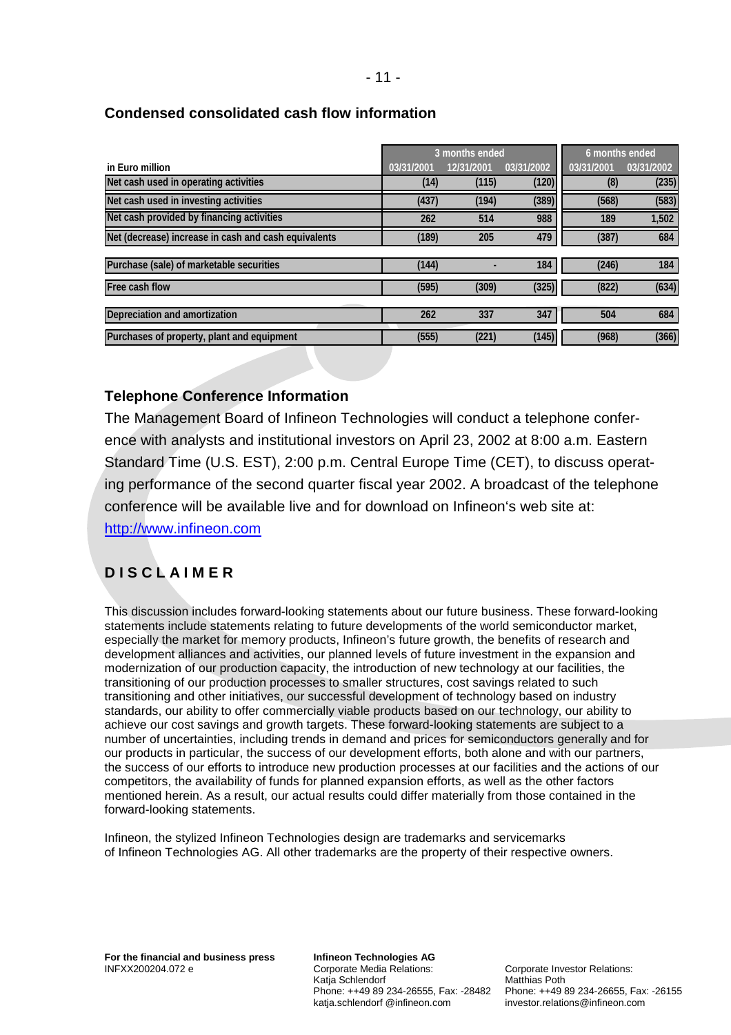## Condensed consolidated cash flow information

| in Euro million | 3 months ended | | | 6 months ended | |
|---|---|---|---|---|---|
| | 03/31/2001 | 12/31/2001 | 03/31/2002 | 03/31/2001 | 03/31/2002 |
| Net cash used in operating activities | (14) | (115) | (120) | (8) | (235) |
| Net cash used in investing activities | (437) | (194) | (389) | (568) | (583) |
| Net cash provided by financing activities | 262 | 514 | 988 | 189 | 1,502 |
| Net (decrease) increase in cash and cash equivalents | (189) | 205 | 479 | (387) | 684 |
| Purchase (sale) of marketable securities | (144) | - | 184 | (246) | 184 |
| Free cash flow | (595) | (309) | (325) | (822) | (634) |
| Depreciation and amortization | 262 | 337 | 347 | 504 | 684 |
| Purchases of property, plant and equipment | (555) | (221) | (145) | (968) | (366) |

## Telephone Conference Information

The Management Board of Infineon Technologies will conduct a telephone conference with analysts and institutional investors on April 23, 2002 at 8:00 a.m. Eastern Standard Time (U.S. EST), 2:00 p.m. Central Europe Time (CET), to discuss operating performance of the second quarter fiscal year 2002. A broadcast of the telephone conference will be available live and for download on Infineon's web site at: http://www.infineon.com

## DISCLAIMER

This discussion includes forward-looking statements about our future business. These forward-looking statements include statements relating to future developments of the world semiconductor market, especially the market for memory products, Infineon's future growth, the benefits of research and development alliances and activities, our planned levels of future investment in the expansion and modernization of our production capacity, the introduction of new technology at our facilities, the transitioning of our production processes to smaller structures, cost savings related to such transitioning and other initiatives, our successful development of technology based on industry standards, our ability to offer commercially viable products based on our technology, our ability to achieve our cost savings and growth targets. These forward-looking statements are subject to a number of uncertainties, including trends in demand and prices for semiconductors generally and for our products in particular, the success of our development efforts, both alone and with our partners, the success of our efforts to introduce new production processes at our facilities and the actions of our competitors, the availability of funds for planned expansion efforts, as well as the other factors mentioned herein. As a result, our actual results could differ materially from those contained in the forward-looking statements.

Infineon, the stylized Infineon Technologies design are trademarks and servicemarks of Infineon Technologies AG. All other trademarks are the property of their respective owners.

**For the financial and business press**
INFXX200204.072 e

**Infineon Technologies AG**
Corporate Media Relations:
Katja Schlendorf
Phone: ++49 89 234-26555, Fax: -28482
katja.schlendorf @infineon.com

Corporate Investor Relations:
Matthias Poth
Phone: ++49 89 234-26655, Fax: -26155
investor.relations@infineon.com